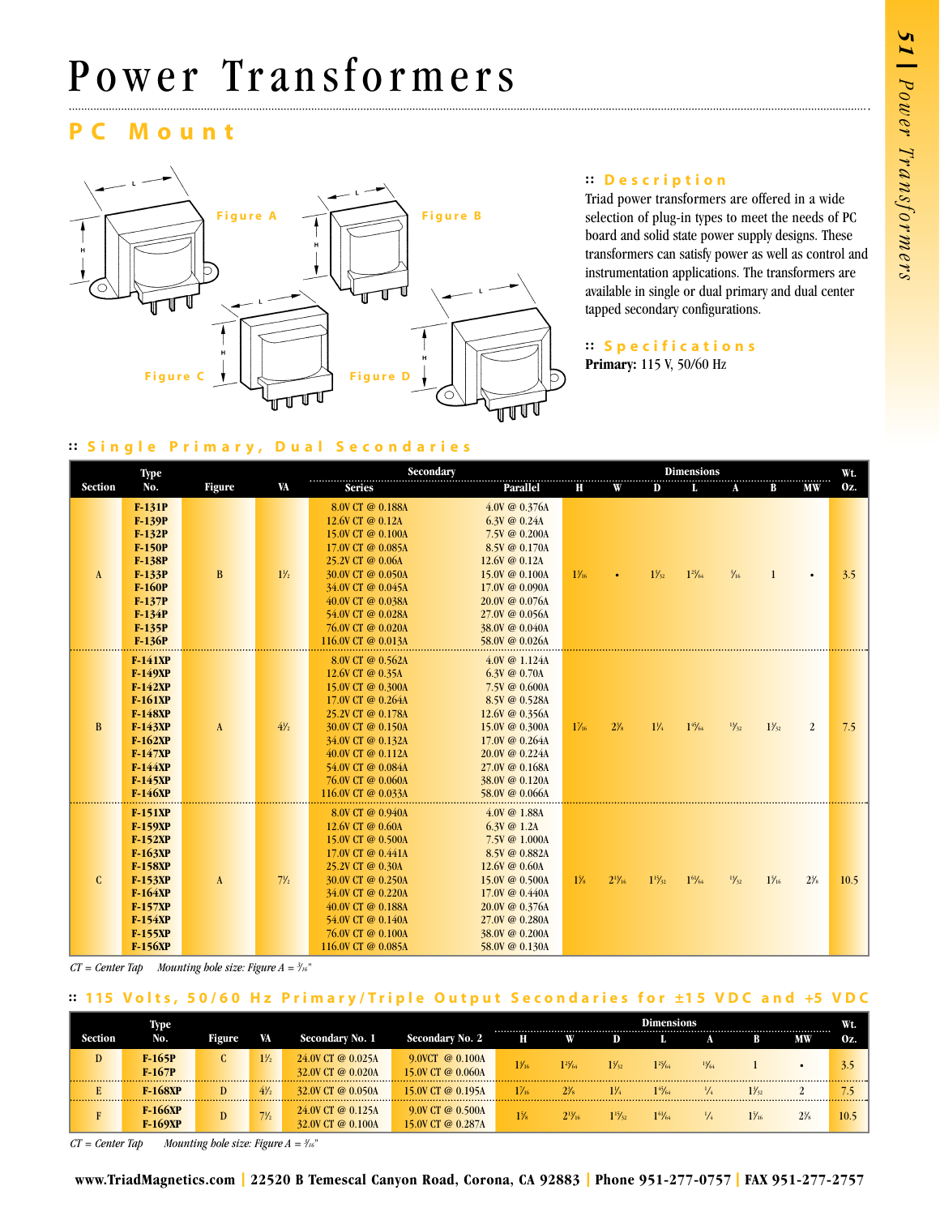# Power Transformers

## PC Mount

Figure A Figure B Figure C Figure D

### :: Description

Triad power transformers are offered in a wide selection of plug-in types to meet the needs of PC board and solid state power supply designs. These transformers can satisfy power as well as control and instrumentation applications. The transformers are available in single or dual primary and dual center tapped secondary configurations.

### :: Specifications

**Primary:** 115 V, 50/60 Hz

### :: Single Primary, Dual Secondaries

| Section | Type No. | Figure | VA | Secondary Series | Secondary Parallel | H | W | D | L | A | B | MW | Wt. Oz. |
|---|---|---|---|---|---|---|---|---|---|---|---|---|---|
| A | F-131P | B | 1½ | 8.0V CT @ 0.188A | 4.0V @ 0.376A | 1³⁄₁₆ | • | 1³⁄₃₂ | 1²⁵⁄₆₄ | ⁵⁄₁₆ | 1 | • | 3.5 |
| | F-139P | | | 12.6V CT @ 0.12A | 6.3V @ 0.24A | | | | | | | | |
| | F-132P | | | 15.0V CT @ 0.100A | 7.5V @ 0.200A | | | | | | | | |
| | F-150P | | | 17.0V CT @ 0.085A | 8.5V @ 0.170A | | | | | | | | |
| | F-138P | | | 25.2V CT @ 0.06A | 12.6V @ 0.12A | | | | | | | | |
| | F-133P | | | 30.0V CT @ 0.050A | 15.0V @ 0.100A | | | | | | | | |
| | F-160P | | | 34.0V CT @ 0.045A | 17.0V @ 0.090A | | | | | | | | |
| | F-137P | | | 40.0V CT @ 0.038A | 20.0V @ 0.076A | | | | | | | | |
| | F-134P | | | 54.0V CT @ 0.028A | 27.0V @ 0.056A | | | | | | | | |
| | F-135P | | | 76.0V CT @ 0.020A | 38.0V @ 0.040A | | | | | | | | |
| | F-136P | | | 116.0V CT @ 0.013A | 58.0V @ 0.026A | | | | | | | | |
| B | F-141XP | A | 4½ | 8.0V CT @ 0.562A | 4.0V @ 1.124A | 1⁷⁄₁₆ | 2⅜ | 1¼ | 1⁴⁵⁄₆₄ | ¹¹⁄₃₂ | 1³⁄₃₂ | 2 | 7.5 |
| | F-149XP | | | 12.6V CT @ 0.35A | 6.3V @ 0.70A | | | | | | | | |
| | F-142XP | | | 15.0V CT @ 0.300A | 7.5V @ 0.600A | | | | | | | | |
| | F-161XP | | | 17.0V CT @ 0.264A | 8.5V @ 0.528A | | | | | | | | |
| | F-148XP | | | 25.2V CT @ 0.178A | 12.6V @ 0.356A | | | | | | | | |
| | F-143XP | | | 30.0V CT @ 0.150A | 15.0V @ 0.300A | | | | | | | | |
| | F-162XP | | | 34.0V CT @ 0.132A | 17.0V @ 0.264A | | | | | | | | |
| | F-147XP | | | 40.0V CT @ 0.112A | 20.0V @ 0.224A | | | | | | | | |
| | F-144XP | | | 54.0V CT @ 0.084A | 27.0V @ 0.168A | | | | | | | | |
| | F-145XP | | | 76.0V CT @ 0.060A | 38.0V @ 0.120A | | | | | | | | |
| | F-146XP | | | 116.0V CT @ 0.033A | 58.0V @ 0.066A | | | | | | | | |
| C | F-151XP | A | 7½ | 8.0V CT @ 0.940A | 4.0V @ 1.88A | 1⅝ | 2¹³⁄₁₆ | 1¹⁵⁄₃₂ | 1⁶¹⁄₆₄ | ¹¹⁄₃₂ | 1⁵⁄₁₆ | 2⅜ | 10.5 |
| | F-159XP | | | 12.6V CT @ 0.60A | 6.3V @ 1.2A | | | | | | | | |
| | F-152XP | | | 15.0V CT @ 0.500A | 7.5V @ 1.000A | | | | | | | | |
| | F-163XP | | | 17.0V CT @ 0.441A | 8.5V @ 0.882A | | | | | | | | |
| | F-158XP | | | 25.2V CT @ 0.30A | 12.6V @ 0.60A | | | | | | | | |
| | F-153XP | | | 30.0V CT @ 0.250A | 15.0V @ 0.500A | | | | | | | | |
| | F-164XP | | | 34.0V CT @ 0.220A | 17.0V @ 0.440A | | | | | | | | |
| | F-157XP | | | 40.0V CT @ 0.188A | 20.0V @ 0.376A | | | | | | | | |
| | F-154XP | | | 54.0V CT @ 0.140A | 27.0V @ 0.280A | | | | | | | | |
| | F-155XP | | | 76.0V CT @ 0.100A | 38.0V @ 0.200A | | | | | | | | |
| | F-156XP | | | 116.0V CT @ 0.085A | 58.0V @ 0.130A | | | | | | | | |

*CT = Center Tap    Mounting hole size: Figure A = ³⁄₁₆"*

### :: 115 Volts, 50/60 Hz Primary/Triple Output Secondaries for ±15 VDC and +5 VDC

| Section | Type No. | Figure | VA | Secondary No. 1 | Secondary No. 2 | H | W | D | L | A | B | MW | Wt. Oz. |
|---|---|---|---|---|---|---|---|---|---|---|---|---|---|
| D | F-165P<br>F-167P | C | 1½ | 24.0V CT @ 0.025A<br>32.0V CT @ 0.020A | 9.0VCT @ 0.100A<br>15.0V CT @ 0.060A | 1³⁄₁₆ | 1²³⁄₆₄ | 1³⁄₃₂ | 1²⁵⁄₆₄ | ¹³⁄₆₄ | 1 | • | 3.5 |
| E | F-168XP | D | 4½ | 32.0V CT @ 0.050A | 15.0V CT @ 0.195A | 1⁷⁄₁₆ | 2⅜ | 1¼ | 1⁴⁵⁄₆₄ | ¼ | 1³⁄₃₂ | 2 | 7.5 |
| F | F-166XP<br>F-169XP | D | 7½ | 24.0V CT @ 0.125A<br>32.0V CT @ 0.100A | 9.0V CT @ 0.500A<br>15.0V CT @ 0.287A | 1⅝ | 2¹³⁄₁₆ | 1¹⁵⁄₃₂ | 1⁶¹⁄₆₄ | ¼ | 1⁵⁄₁₆ | 2⅜ | 10.5 |

*CT = Center Tap    Mounting hole size: Figure A = ³⁄₁₆"*

www.TriadMagnetics.com | 22520 B Temescal Canyon Road, Corona, CA 92883 | Phone 951-277-0757 | FAX 951-277-2757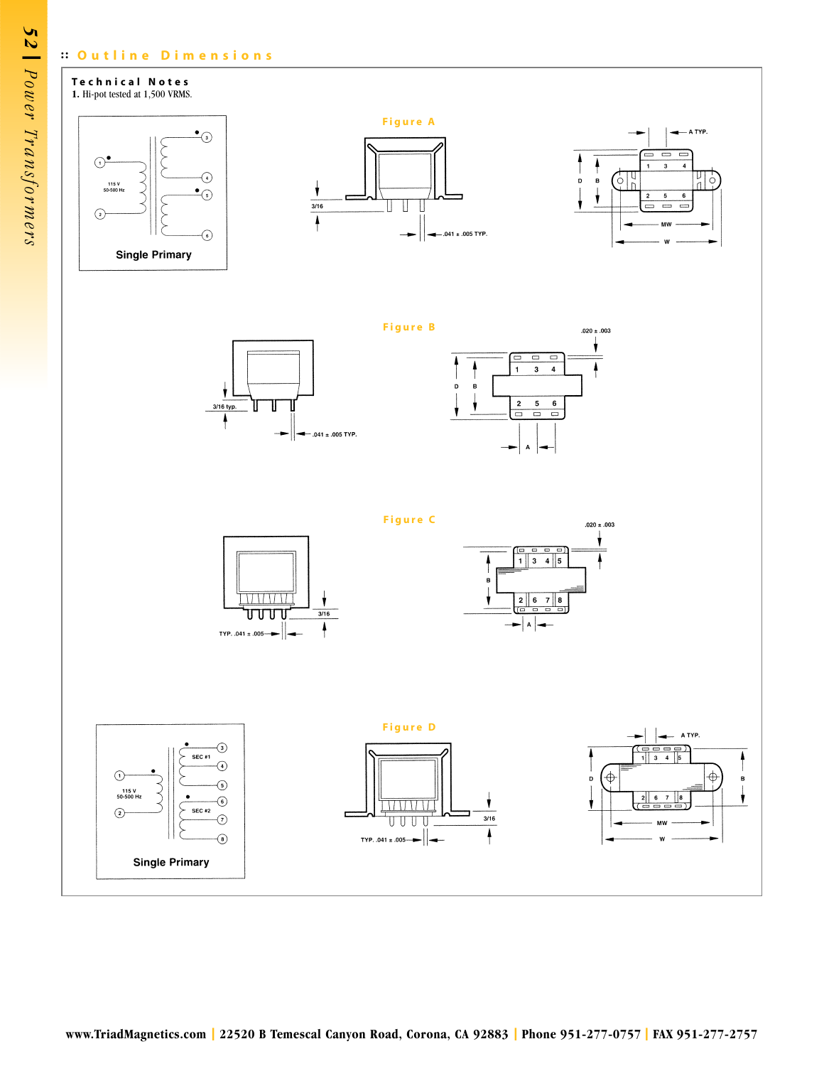## :: Outline Dimensions

### Technical Notes

1. Hi-pot tested at 1,500 VRMS.

1
2
3
4
5
6
115 V
50-500 Hz

Single Primary

**Figure A**

3/16
.041 ± .005 TYP.
A TYP.
1 3 4
2 5 6
D
B
MW
W

**Figure B**

3/16 typ.
.041 ± .005 TYP.
.020 ± .003
1 3 4
2 5 6
D
B
A

**Figure C**

3/16
TYP. .041 ± .005
.020 ± .003
1 3 4 5
2 6 7 8
B
A

**Figure D**

3/16
TYP. .041 ± .005
A TYP.
1 3 4 5
2 6 7 8
D
B
MW
W

1
2
3
4
5
6
7
8
115 V
50-500 Hz
SEC #1
SEC #2

Single Primary